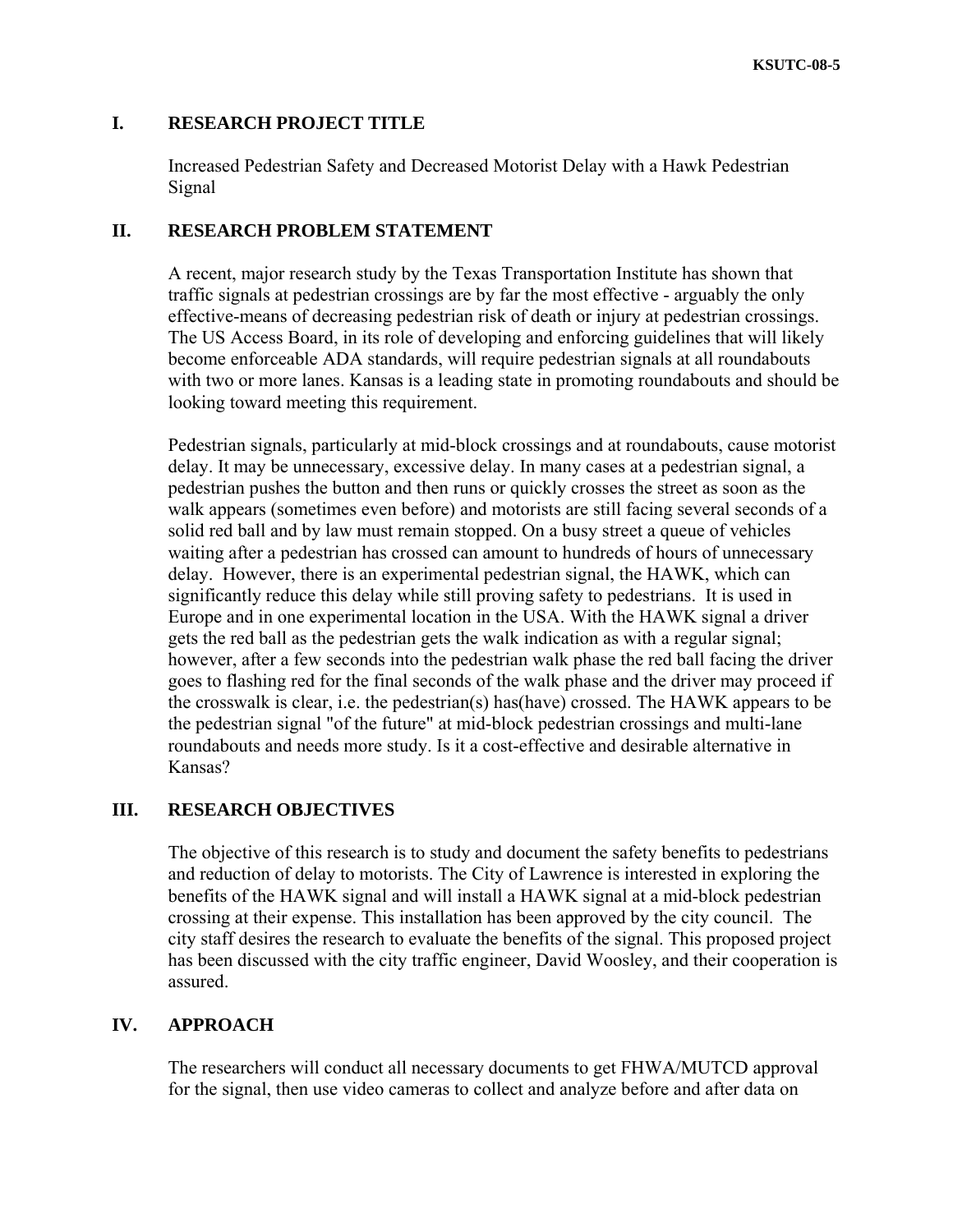## I. RESEARCH PROJECT TITLE

Increased Pedestrian Safety and Decreased Motorist Delay with a Hawk Pedestrian Signal

## II. RESEARCH PROBLEM STATEMENT

A recent, major research study by the Texas Transportation Institute has shown that traffic signals at pedestrian crossings are by far the most effective - arguably the only effective-means of decreasing pedestrian risk of death or injury at pedestrian crossings. The US Access Board, in its role of developing and enforcing guidelines that will likely become enforceable ADA standards, will require pedestrian signals at all roundabouts with two or more lanes. Kansas is a leading state in promoting roundabouts and should be looking toward meeting this requirement.

Pedestrian signals, particularly at mid-block crossings and at roundabouts, cause motorist delay. It may be unnecessary, excessive delay. In many cases at a pedestrian signal, a pedestrian pushes the button and then runs or quickly crosses the street as soon as the walk appears (sometimes even before) and motorists are still facing several seconds of a solid red ball and by law must remain stopped. On a busy street a queue of vehicles waiting after a pedestrian has crossed can amount to hundreds of hours of unnecessary delay. However, there is an experimental pedestrian signal, the HAWK, which can significantly reduce this delay while still proving safety to pedestrians. It is used in Europe and in one experimental location in the USA. With the HAWK signal a driver gets the red ball as the pedestrian gets the walk indication as with a regular signal; however, after a few seconds into the pedestrian walk phase the red ball facing the driver goes to flashing red for the final seconds of the walk phase and the driver may proceed if the crosswalk is clear, i.e. the pedestrian(s) has(have) crossed. The HAWK appears to be the pedestrian signal "of the future" at mid-block pedestrian crossings and multi-lane roundabouts and needs more study. Is it a cost-effective and desirable alternative in Kansas?

## III. RESEARCH OBJECTIVES

The objective of this research is to study and document the safety benefits to pedestrians and reduction of delay to motorists. The City of Lawrence is interested in exploring the benefits of the HAWK signal and will install a HAWK signal at a mid-block pedestrian crossing at their expense. This installation has been approved by the city council. The city staff desires the research to evaluate the benefits of the signal. This proposed project has been discussed with the city traffic engineer, David Woosley, and their cooperation is assured.

## IV. APPROACH

The researchers will conduct all necessary documents to get FHWA/MUTCD approval for the signal, then use video cameras to collect and analyze before and after data on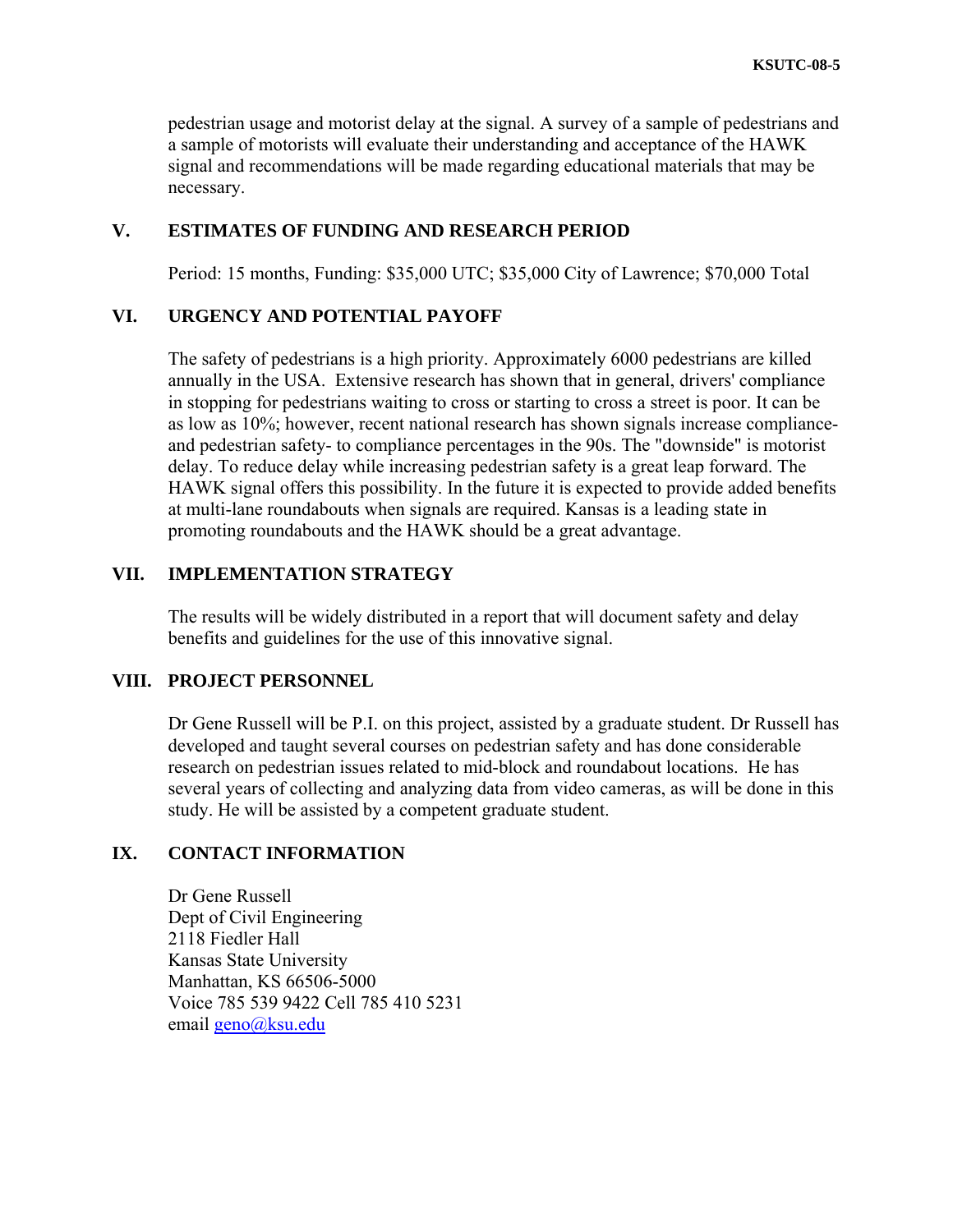pedestrian usage and motorist delay at the signal. A survey of a sample of pedestrians and a sample of motorists will evaluate their understanding and acceptance of the HAWK signal and recommendations will be made regarding educational materials that may be necessary.

## V. ESTIMATES OF FUNDING AND RESEARCH PERIOD

Period: 15 months, Funding: $35,000 UTC; $35,000 City of Lawrence; $70,000 Total

## VI. URGENCY AND POTENTIAL PAYOFF

The safety of pedestrians is a high priority. Approximately 6000 pedestrians are killed annually in the USA. Extensive research has shown that in general, drivers' compliance in stopping for pedestrians waiting to cross or starting to cross a street is poor. It can be as low as 10%; however, recent national research has shown signals increase compliance- and pedestrian safety- to compliance percentages in the 90s. The "downside" is motorist delay. To reduce delay while increasing pedestrian safety is a great leap forward. The HAWK signal offers this possibility. In the future it is expected to provide added benefits at multi-lane roundabouts when signals are required. Kansas is a leading state in promoting roundabouts and the HAWK should be a great advantage.

## VII. IMPLEMENTATION STRATEGY

The results will be widely distributed in a report that will document safety and delay benefits and guidelines for the use of this innovative signal.

## VIII. PROJECT PERSONNEL

Dr Gene Russell will be P.I. on this project, assisted by a graduate student. Dr Russell has developed and taught several courses on pedestrian safety and has done considerable research on pedestrian issues related to mid-block and roundabout locations. He has several years of collecting and analyzing data from video cameras, as will be done in this study. He will be assisted by a competent graduate student.

## IX. CONTACT INFORMATION

Dr Gene Russell
Dept of Civil Engineering
2118 Fiedler Hall
Kansas State University
Manhattan, KS 66506-5000
Voice 785 539 9422 Cell 785 410 5231
email geno@ksu.edu